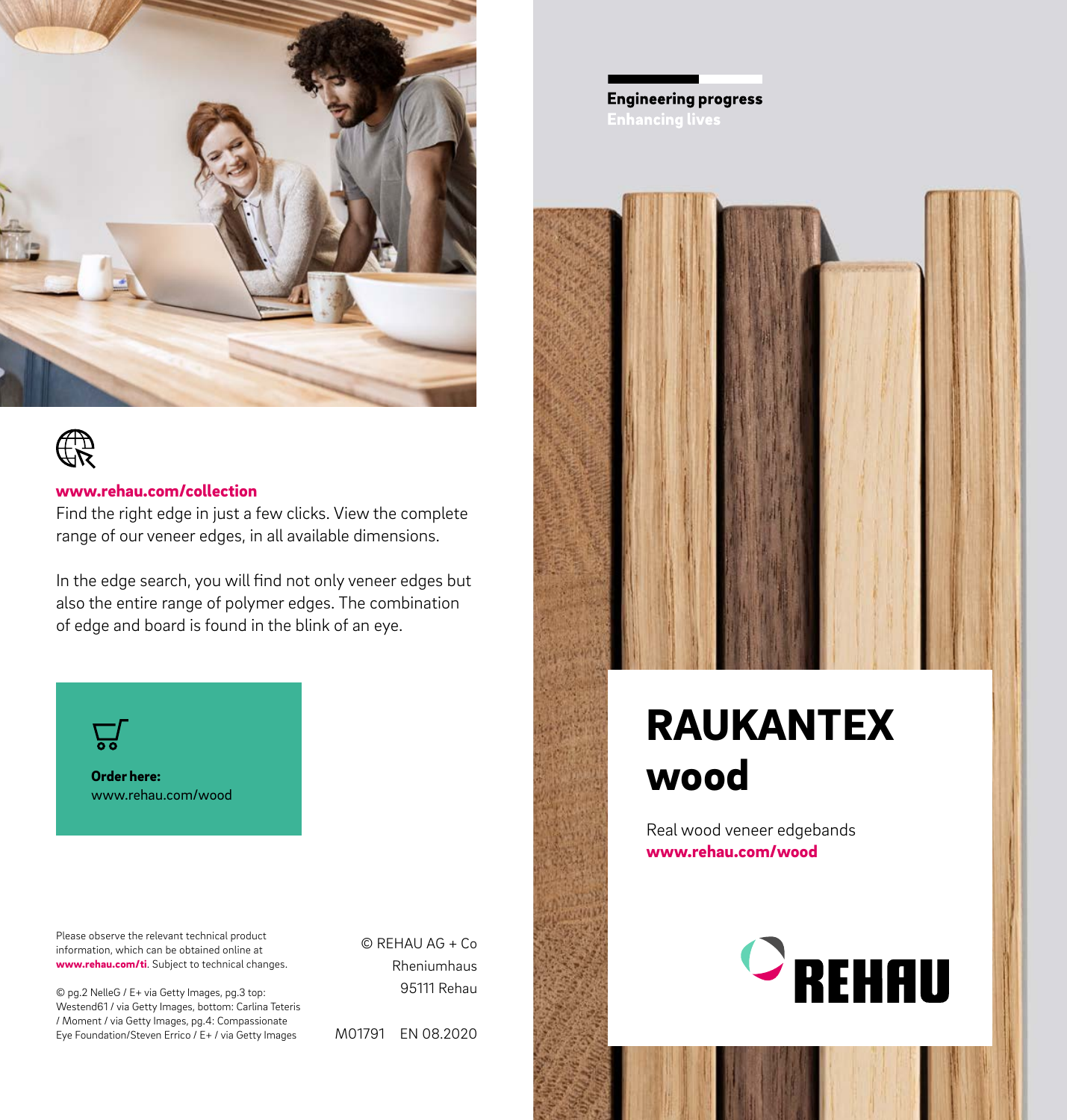**www.rehau.com/collection**

Find the right edge in just a few clicks. View the complete range of our veneer edges, in all available dimensions.

In the edge search, you will find not only veneer edges but also the entire range of polymer edges. The combination of edge and board is found in the blink of an eye.

**Order here:**
www.rehau.com/wood

Please observe the relevant technical product information, which can be obtained online at **www.rehau.com/ti**. Subject to technical changes.

© pg.2 NelleG / E+ via Getty Images, pg.3 top: Westend61 / via Getty Images, bottom: Carlina Teteris / Moment / via Getty Images, pg.4: Compassionate Eye Foundation/Steven Errico / E+ / via Getty Images

© REHAU AG + Co
Rheniumhaus
95111 Rehau

M01791 EN 08.2020

**Engineering progress**
**Enhancing lives**

# RAUKANTEX wood

Real wood veneer edgebands
**www.rehau.com/wood**

REHAU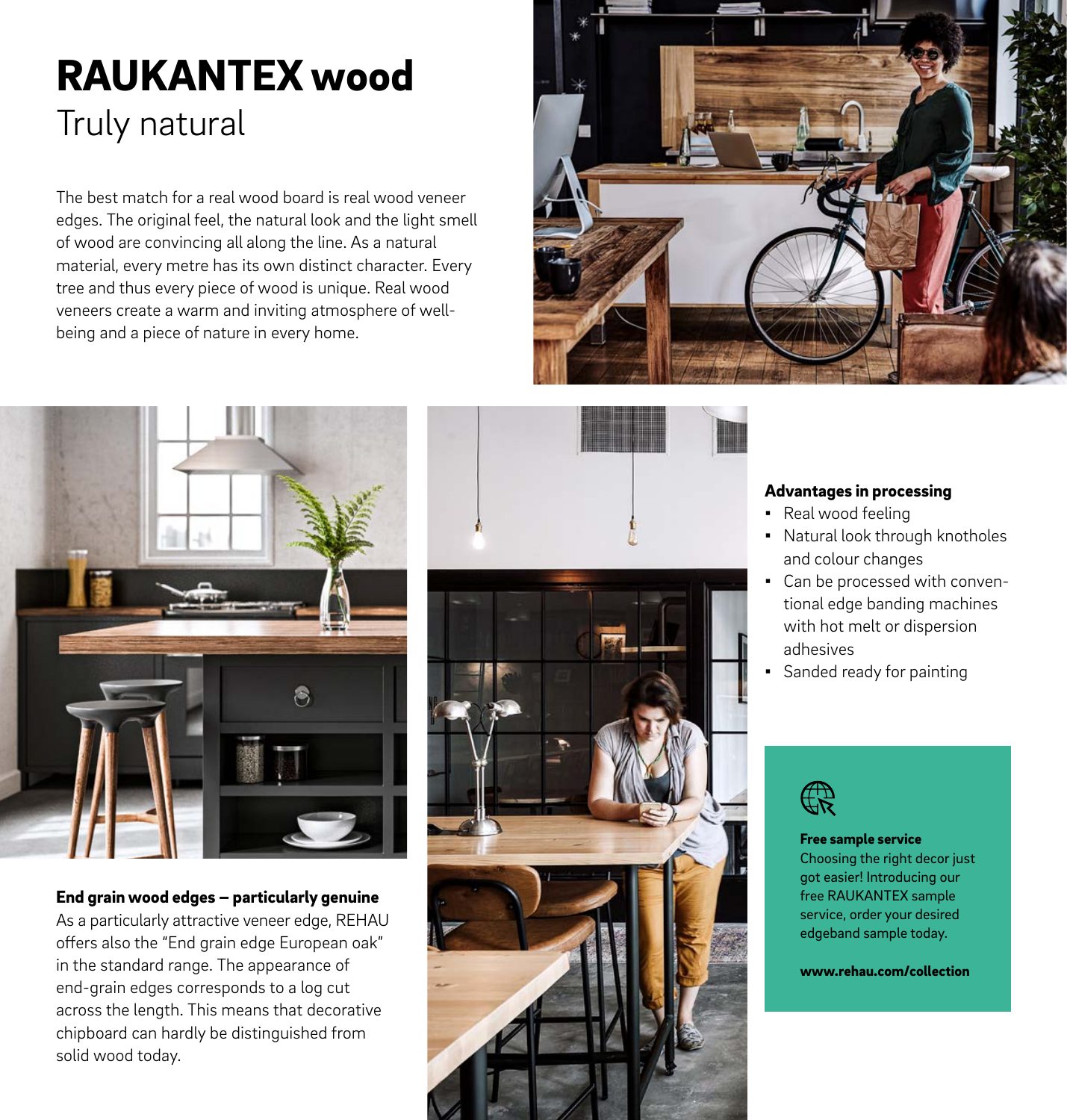# RAUKANTEX wood

## Truly natural

The best match for a real wood board is real wood veneer edges. The original feel, the natural look and the light smell of wood are convincing all along the line. As a natural material, every metre has its own distinct character. Every tree and thus every piece of wood is unique. Real wood veneers create a warm and inviting atmosphere of well-being and a piece of nature in every home.

**End grain wood edges – particularly genuine**
As a particularly attractive veneer edge, REHAU offers also the "End grain edge European oak" in the standard range. The appearance of end-grain edges corresponds to a log cut across the length. This means that decorative chipboard can hardly be distinguished from solid wood today.

**Advantages in processing**

- Real wood feeling
- Natural look through knotholes and colour changes
- Can be processed with conventional edge banding machines with hot melt or dispersion adhesives
- Sanded ready for painting

**Free sample service**
Choosing the right decor just got easier! Introducing our free RAUKANTEX sample service, order your desired edgeband sample today.

**www.rehau.com/collection**